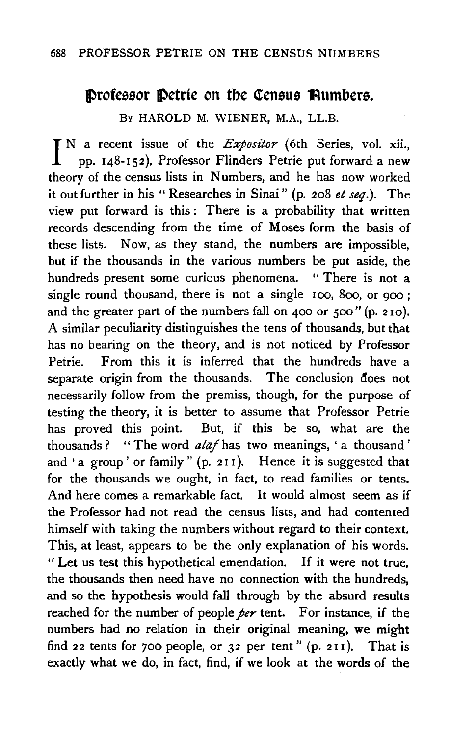# Professor Petrie on the Census Numbers.

By HAROLD M. WIENER, M.A., LL.B.

IN a recent issue of the *Expositor* (6th Series, vol. xii., pp. 148-152), Professor Flinders Petrie put forward a new theory of the census lists in Numbers, and he has now worked it out further in his "Researches in Sinai" (p. 208 *et seq.*). The view put forward is this: There is a probability that written records descending from the time of Moses form the basis of these lists. Now, as they stand, the numbers are impossible, but if the thousands in the various numbers be put aside, the hundreds present some curious phenomena. "There is not a single round thousand, there is not a single 100, 800, or 900; and the greater part of the numbers fall on 400 or 500" (p. 210). A similar peculiarity distinguishes the tens of thousands, but that has no bearing on the theory, and is not noticed by Professor Petrie. From this it is inferred that the hundreds have a separate origin from the thousands. The conclusion does not necessarily follow from the premiss, though, for the purpose of testing the theory, it is better to assume that Professor Petrie has proved this point. But, if this be so, what are the thousands? "The word *alāf* has two meanings, 'a thousand' and 'a group' or family" (p. 211). Hence it is suggested that for the thousands we ought, in fact, to read families or tents. And here comes a remarkable fact. It would almost seem as if the Professor had not read the census lists, and had contented himself with taking the numbers without regard to their context. This, at least, appears to be the only explanation of his words. "Let us test this hypothetical emendation. If it were not true, the thousands then need have no connection with the hundreds, and so the hypothesis would fall through by the absurd results reached for the number of people *per* tent. For instance, if the numbers had no relation in their original meaning, we might find 22 tents for 700 people, or 32 per tent" (p. 211). That is exactly what we do, in fact, find, if we look at the words of the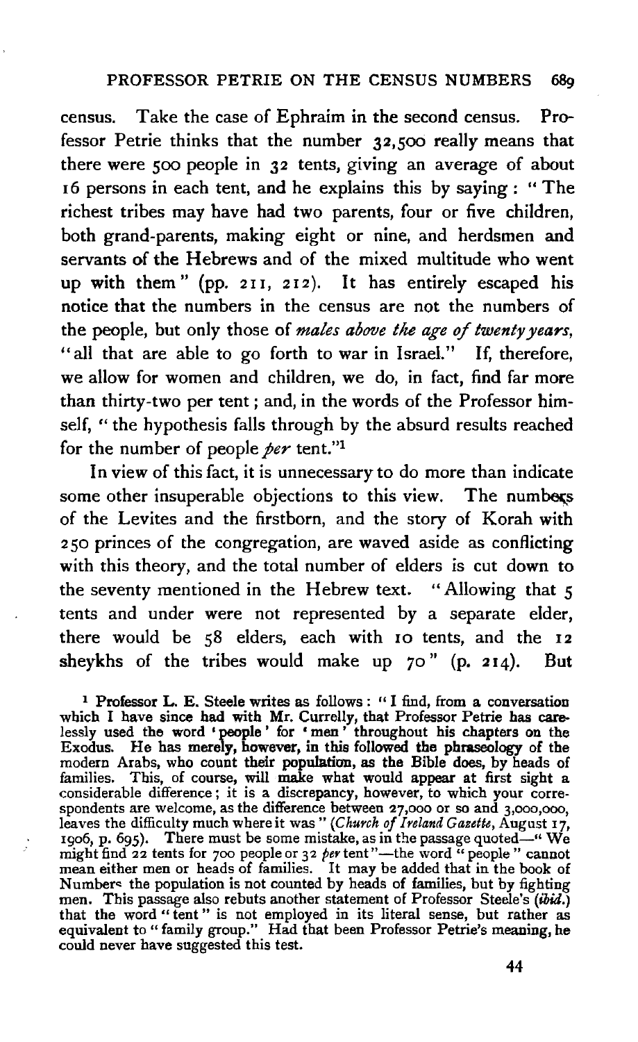census. Take the case of Ephraim in the second census. Professor Petrie thinks that the number 32,500 really means that there were 500 people in 32 tents, giving an average of about 16 persons in each tent, and he explains this by saying: "The richest tribes may have had two parents, four or five children, both grand-parents, making eight or nine, and herdsmen and servants of the Hebrews and of the mixed multitude who went up with them" (pp. 211, 212). It has entirely escaped his notice that the numbers in the census are not the numbers of the people, but only those of *males above the age of twenty years*, "all that are able to go forth to war in Israel." If, therefore, we allow for women and children, we do, in fact, find far more than thirty-two per tent; and, in the words of the Professor himself, "the hypothesis falls through by the absurd results reached for the number of people *per* tent."[1]

In view of this fact, it is unnecessary to do more than indicate some other insuperable objections to this view. The numbers of the Levites and the firstborn, and the story of Korah with 250 princes of the congregation, are waved aside as conflicting with this theory, and the total number of elders is cut down to the seventy mentioned in the Hebrew text. "Allowing that 5 tents and under were not represented by a separate elder, there would be 58 elders, each with 10 tents, and the 12 sheykhs of the tribes would make up 70" (p. 214). But

[1] Professor L. E. Steele writes as follows: "I find, from a conversation which I have since had with Mr. Currelly, that Professor Petrie has carelessly used the word 'people' for 'men' throughout his chapters on the Exodus. He has merely, however, in this followed the phraseology of the modern Arabs, who count their population, as the Bible does, by heads of families. This, of course, will make what would appear at first sight a considerable difference; it is a discrepancy, however, to which your correspondents are welcome, as the difference between 27,000 or so and 3,000,000, leaves the difficulty much where it was" (*Church of Ireland Gazette*, August 17, 1906, p. 695). There must be some mistake, as in the passage quoted—"We might find 22 tents for 700 people or 32 *per* tent"—the word "people" cannot mean either men or heads of families. It may be added that in the book of Numbers the population is not counted by heads of families, but by fighting men. This passage also rebuts another statement of Professor Steele's (*ibid.*) that the word "tent" is not employed in its literal sense, but rather as equivalent to "family group." Had that been Professor Petrie's meaning, he could never have suggested this test.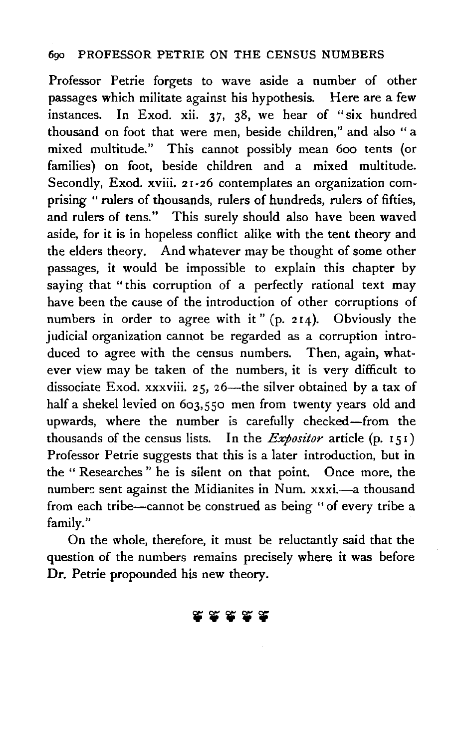Professor Petrie forgets to wave aside a number of other passages which militate against his hypothesis. Here are a few instances. In Exod. xii. 37, 38, we hear of "six hundred thousand on foot that were men, beside children," and also "a mixed multitude." This cannot possibly mean 600 tents (or families) on foot, beside children and a mixed multitude. Secondly, Exod. xviii. 21-26 contemplates an organization comprising "rulers of thousands, rulers of hundreds, rulers of fifties, and rulers of tens." This surely should also have been waved aside, for it is in hopeless conflict alike with the tent theory and the elders theory. And whatever may be thought of some other passages, it would be impossible to explain this chapter by saying that "this corruption of a perfectly rational text may have been the cause of the introduction of other corruptions of numbers in order to agree with it" (p. 214). Obviously the judicial organization cannot be regarded as a corruption introduced to agree with the census numbers. Then, again, whatever view may be taken of the numbers, it is very difficult to dissociate Exod. xxxviii. 25, 26—the silver obtained by a tax of half a shekel levied on 603,550 men from twenty years old and upwards, where the number is carefully checked—from the thousands of the census lists. In the *Expositor* article (p. 151) Professor Petrie suggests that this is a later introduction, but in the "Researches" he is silent on that point. Once more, the numbers sent against the Midianites in Num. xxxi.—a thousand from each tribe—cannot be construed as being "of every tribe a family."

On the whole, therefore, it must be reluctantly said that the question of the numbers remains precisely where it was before Dr. Petrie propounded his new theory.